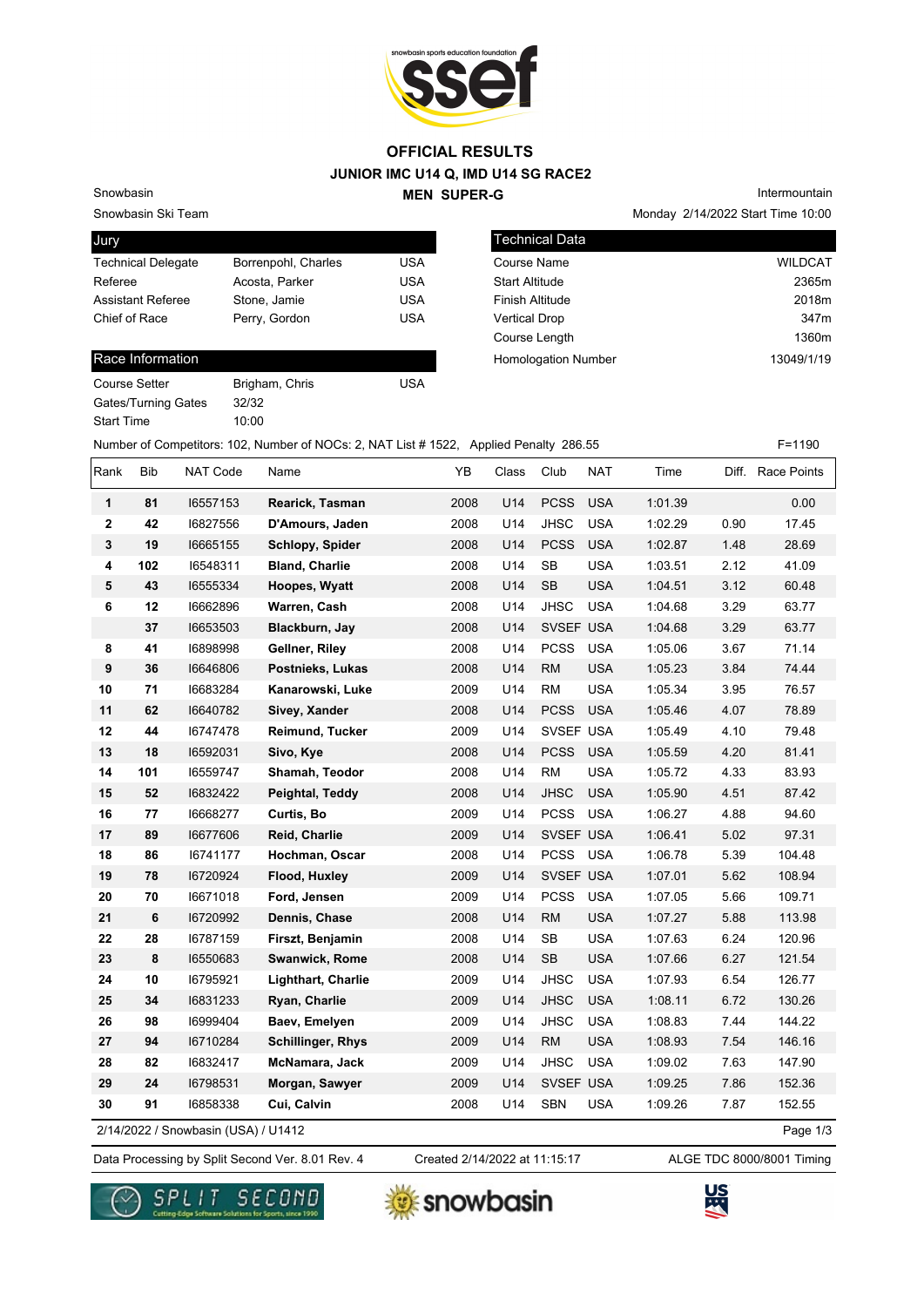# OFFICIAL RESULTS

## JUNIOR IMC U14 Q, IMD U14 SG RACE2

## MEN SUPER-G

Snowbasin
Snowbasin Ski Team

Intermountain
Monday 2/14/2022 Start Time 10:00

| Jury | | |
|---|---|---|
| Technical Delegate | Borrenpohl, Charles | USA |
| Referee | Acosta, Parker | USA |
| Assistant Referee | Stone, Jamie | USA |
| Chief of Race | Perry, Gordon | USA |

| Technical Data | |
|---|---|
| Course Name | WILDCAT |
| Start Altitude | 2365m |
| Finish Altitude | 2018m |
| Vertical Drop | 347m |
| Course Length | 1360m |
| Homologation Number | 13049/1/19 |

| Race Information | | |
|---|---|---|
| Course Setter | Brigham, Chris | USA |
| Gates/Turning Gates | 32/32 | |
| Start Time | 10:00 | |

Number of Competitors: 102, Number of NOCs: 2, NAT List # 1522, Applied Penalty 286.55 F=1190

| Rank | Bib | NAT Code | Name | YB | Class | Club | NAT | Time | Diff. | Race Points |
|---|---|---|---|---|---|---|---|---|---|---|
| 1 | 81 | I6557153 | **Rearick, Tasman** | 2008 | U14 | PCSS | USA | 1:01.39 | | 0.00 |
| 2 | 42 | I6827556 | **D'Amours, Jaden** | 2008 | U14 | JHSC | USA | 1:02.29 | 0.90 | 17.45 |
| 3 | 19 | I6665155 | **Schlopy, Spider** | 2008 | U14 | PCSS | USA | 1:02.87 | 1.48 | 28.69 |
| 4 | 102 | I6548311 | **Bland, Charlie** | 2008 | U14 | SB | USA | 1:03.51 | 2.12 | 41.09 |
| 5 | 43 | I6555334 | **Hoopes, Wyatt** | 2008 | U14 | SB | USA | 1:04.51 | 3.12 | 60.48 |
| 6 | 12 | I6662896 | **Warren, Cash** | 2008 | U14 | JHSC | USA | 1:04.68 | 3.29 | 63.77 |
| | 37 | I6653503 | **Blackburn, Jay** | 2008 | U14 | SVSEF | USA | 1:04.68 | 3.29 | 63.77 |
| 8 | 41 | I6898998 | **Gellner, Riley** | 2008 | U14 | PCSS | USA | 1:05.06 | 3.67 | 71.14 |
| 9 | 36 | I6646806 | **Postnieks, Lukas** | 2008 | U14 | RM | USA | 1:05.23 | 3.84 | 74.44 |
| 10 | 71 | I6683284 | **Kanarowski, Luke** | 2009 | U14 | RM | USA | 1:05.34 | 3.95 | 76.57 |
| 11 | 62 | I6640782 | **Sivey, Xander** | 2008 | U14 | PCSS | USA | 1:05.46 | 4.07 | 78.89 |
| 12 | 44 | I6747478 | **Reimund, Tucker** | 2009 | U14 | SVSEF | USA | 1:05.49 | 4.10 | 79.48 |
| 13 | 18 | I6592031 | **Sivo, Kye** | 2008 | U14 | PCSS | USA | 1:05.59 | 4.20 | 81.41 |
| 14 | 101 | I6559747 | **Shamah, Teodor** | 2008 | U14 | RM | USA | 1:05.72 | 4.33 | 83.93 |
| 15 | 52 | I6832422 | **Peightal, Teddy** | 2008 | U14 | JHSC | USA | 1:05.90 | 4.51 | 87.42 |
| 16 | 77 | I6668277 | **Curtis, Bo** | 2009 | U14 | PCSS | USA | 1:06.27 | 4.88 | 94.60 |
| 17 | 89 | I6677606 | **Reid, Charlie** | 2009 | U14 | SVSEF | USA | 1:06.41 | 5.02 | 97.31 |
| 18 | 86 | I6741177 | **Hochman, Oscar** | 2008 | U14 | PCSS | USA | 1:06.78 | 5.39 | 104.48 |
| 19 | 78 | I6720924 | **Flood, Huxley** | 2009 | U14 | SVSEF | USA | 1:07.01 | 5.62 | 108.94 |
| 20 | 70 | I6671018 | **Ford, Jensen** | 2009 | U14 | PCSS | USA | 1:07.05 | 5.66 | 109.71 |
| 21 | 6 | I6720992 | **Dennis, Chase** | 2008 | U14 | RM | USA | 1:07.27 | 5.88 | 113.98 |
| 22 | 28 | I6787159 | **Firszt, Benjamin** | 2008 | U14 | SB | USA | 1:07.63 | 6.24 | 120.96 |
| 23 | 8 | I6550683 | **Swanwick, Rome** | 2008 | U14 | SB | USA | 1:07.66 | 6.27 | 121.54 |
| 24 | 10 | I6795921 | **Lighthart, Charlie** | 2009 | U14 | JHSC | USA | 1:07.93 | 6.54 | 126.77 |
| 25 | 34 | I6831233 | **Ryan, Charlie** | 2009 | U14 | JHSC | USA | 1:08.11 | 6.72 | 130.26 |
| 26 | 98 | I6999404 | **Baev, Emelyen** | 2009 | U14 | JHSC | USA | 1:08.83 | 7.44 | 144.22 |
| 27 | 94 | I6710284 | **Schillinger, Rhys** | 2009 | U14 | RM | USA | 1:08.93 | 7.54 | 146.16 |
| 28 | 82 | I6832417 | **McNamara, Jack** | 2009 | U14 | JHSC | USA | 1:09.02 | 7.63 | 147.90 |
| 29 | 24 | I6798531 | **Morgan, Sawyer** | 2009 | U14 | SVSEF | USA | 1:09.25 | 7.86 | 152.36 |
| 30 | 91 | I6858338 | **Cui, Calvin** | 2008 | U14 | SBN | USA | 1:09.26 | 7.87 | 152.55 |

2/14/2022 / Snowbasin (USA) / U1412

Data Processing by Split Second Ver. 8.01 Rev. 4 Created 2/14/2022 at 11:15:17 ALGE TDC 8000/8001 Timing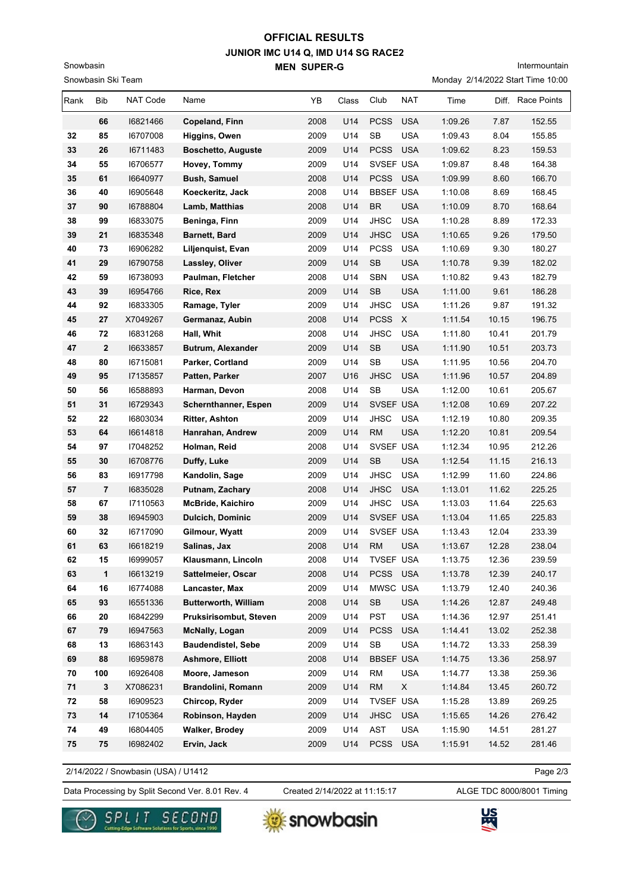# OFFICIAL RESULTS
## JUNIOR IMC U14 Q, IMD U14 SG RACE2
### MEN SUPER-G

Snowbasin
Snowbasin Ski Team

Intermountain
Monday 2/14/2022 Start Time 10:00

| Rank | Bib | NAT Code | Name | YB | Class | Club | NAT | Time | Diff. | Race Points |
|---|---|---|---|---|---|---|---|---|---|---|
| | 66 | I6821466 | **Copeland, Finn** | 2008 | U14 | PCSS | USA | 1:09.26 | 7.87 | 152.55 |
| 32 | 85 | I6707008 | **Higgins, Owen** | 2009 | U14 | SB | USA | 1:09.43 | 8.04 | 155.85 |
| 33 | 26 | I6711483 | **Boschetto, Auguste** | 2009 | U14 | PCSS | USA | 1:09.62 | 8.23 | 159.53 |
| 34 | 55 | I6706577 | **Hovey, Tommy** | 2009 | U14 | SVSEF | USA | 1:09.87 | 8.48 | 164.38 |
| 35 | 61 | I6640977 | **Bush, Samuel** | 2008 | U14 | PCSS | USA | 1:09.99 | 8.60 | 166.70 |
| 36 | 40 | I6905648 | **Koeckeritz, Jack** | 2008 | U14 | BBSEF | USA | 1:10.08 | 8.69 | 168.45 |
| 37 | 90 | I6788804 | **Lamb, Matthias** | 2008 | U14 | BR | USA | 1:10.09 | 8.70 | 168.64 |
| 38 | 99 | I6833075 | **Beninga, Finn** | 2009 | U14 | JHSC | USA | 1:10.28 | 8.89 | 172.33 |
| 39 | 21 | I6835348 | **Barnett, Bard** | 2009 | U14 | JHSC | USA | 1:10.65 | 9.26 | 179.50 |
| 40 | 73 | I6906282 | **Liljenquist, Evan** | 2009 | U14 | PCSS | USA | 1:10.69 | 9.30 | 180.27 |
| 41 | 29 | I6790758 | **Lassley, Oliver** | 2009 | U14 | SB | USA | 1:10.78 | 9.39 | 182.02 |
| 42 | 59 | I6738093 | **Paulman, Fletcher** | 2008 | U14 | SBN | USA | 1:10.82 | 9.43 | 182.79 |
| 43 | 39 | I6954766 | **Rice, Rex** | 2009 | U14 | SB | USA | 1:11.00 | 9.61 | 186.28 |
| 44 | 92 | I6833305 | **Ramage, Tyler** | 2009 | U14 | JHSC | USA | 1:11.26 | 9.87 | 191.32 |
| 45 | 27 | X7049267 | **Germanaz, Aubin** | 2008 | U14 | PCSS | X | 1:11.54 | 10.15 | 196.75 |
| 46 | 72 | I6831268 | **Hall, Whit** | 2008 | U14 | JHSC | USA | 1:11.80 | 10.41 | 201.79 |
| 47 | 2 | I6633857 | **Butrum, Alexander** | 2009 | U14 | SB | USA | 1:11.90 | 10.51 | 203.73 |
| 48 | 80 | I6715081 | **Parker, Cortland** | 2009 | U14 | SB | USA | 1:11.95 | 10.56 | 204.70 |
| 49 | 95 | I7135857 | **Patten, Parker** | 2007 | U16 | JHSC | USA | 1:11.96 | 10.57 | 204.89 |
| 50 | 56 | I6588893 | **Harman, Devon** | 2008 | U14 | SB | USA | 1:12.00 | 10.61 | 205.67 |
| 51 | 31 | I6729343 | **Schernthanner, Espen** | 2009 | U14 | SVSEF | USA | 1:12.08 | 10.69 | 207.22 |
| 52 | 22 | I6803034 | **Ritter, Ashton** | 2009 | U14 | JHSC | USA | 1:12.19 | 10.80 | 209.35 |
| 53 | 64 | I6614818 | **Hanrahan, Andrew** | 2009 | U14 | RM | USA | 1:12.20 | 10.81 | 209.54 |
| 54 | 97 | I7048252 | **Holman, Reid** | 2008 | U14 | SVSEF | USA | 1:12.34 | 10.95 | 212.26 |
| 55 | 30 | I6708776 | **Duffy, Luke** | 2009 | U14 | SB | USA | 1:12.54 | 11.15 | 216.13 |
| 56 | 83 | I6917798 | **Kandolin, Sage** | 2009 | U14 | JHSC | USA | 1:12.99 | 11.60 | 224.86 |
| 57 | 7 | I6835028 | **Putnam, Zachary** | 2008 | U14 | JHSC | USA | 1:13.01 | 11.62 | 225.25 |
| 58 | 67 | I7110563 | **McBride, Kaichiro** | 2009 | U14 | JHSC | USA | 1:13.03 | 11.64 | 225.63 |
| 59 | 38 | I6945903 | **Dulcich, Dominic** | 2009 | U14 | SVSEF | USA | 1:13.04 | 11.65 | 225.83 |
| 60 | 32 | I6717090 | **Gilmour, Wyatt** | 2009 | U14 | SVSEF | USA | 1:13.43 | 12.04 | 233.39 |
| 61 | 63 | I6618219 | **Salinas, Jax** | 2008 | U14 | RM | USA | 1:13.67 | 12.28 | 238.04 |
| 62 | 15 | I6999057 | **Klausmann, Lincoln** | 2008 | U14 | TVSEF | USA | 1:13.75 | 12.36 | 239.59 |
| 63 | 1 | I6613219 | **Sattelmeier, Oscar** | 2008 | U14 | PCSS | USA | 1:13.78 | 12.39 | 240.17 |
| 64 | 16 | I6774088 | **Lancaster, Max** | 2009 | U14 | MWSC | USA | 1:13.79 | 12.40 | 240.36 |
| 65 | 93 | I6551336 | **Butterworth, William** | 2008 | U14 | SB | USA | 1:14.26 | 12.87 | 249.48 |
| 66 | 20 | I6842299 | **Pruksirisombut, Steven** | 2009 | U14 | PST | USA | 1:14.36 | 12.97 | 251.41 |
| 67 | 79 | I6947563 | **McNally, Logan** | 2009 | U14 | PCSS | USA | 1:14.41 | 13.02 | 252.38 |
| 68 | 13 | I6863143 | **Baudendistel, Sebe** | 2009 | U14 | SB | USA | 1:14.72 | 13.33 | 258.39 |
| 69 | 88 | I6959878 | **Ashmore, Elliott** | 2008 | U14 | BBSEF | USA | 1:14.75 | 13.36 | 258.97 |
| 70 | 100 | I6926408 | **Moore, Jameson** | 2009 | U14 | RM | USA | 1:14.77 | 13.38 | 259.36 |
| 71 | 3 | X7086231 | **Brandolini, Romann** | 2009 | U14 | RM | X | 1:14.84 | 13.45 | 260.72 |
| 72 | 58 | I6909523 | **Chircop, Ryder** | 2009 | U14 | TVSEF | USA | 1:15.28 | 13.89 | 269.25 |
| 73 | 14 | I7105364 | **Robinson, Hayden** | 2009 | U14 | JHSC | USA | 1:15.65 | 14.26 | 276.42 |
| 74 | 49 | I6804405 | **Walker, Brodey** | 2009 | U14 | AST | USA | 1:15.90 | 14.51 | 281.27 |
| 75 | 75 | I6982402 | **Ervin, Jack** | 2009 | U14 | PCSS | USA | 1:15.91 | 14.52 | 281.46 |

2/14/2022 / Snowbasin (USA) / U1412

Data Processing by Split Second Ver. 8.01 Rev. 4 — Created 2/14/2022 at 11:15:17 — ALGE TDC 8000/8001 Timing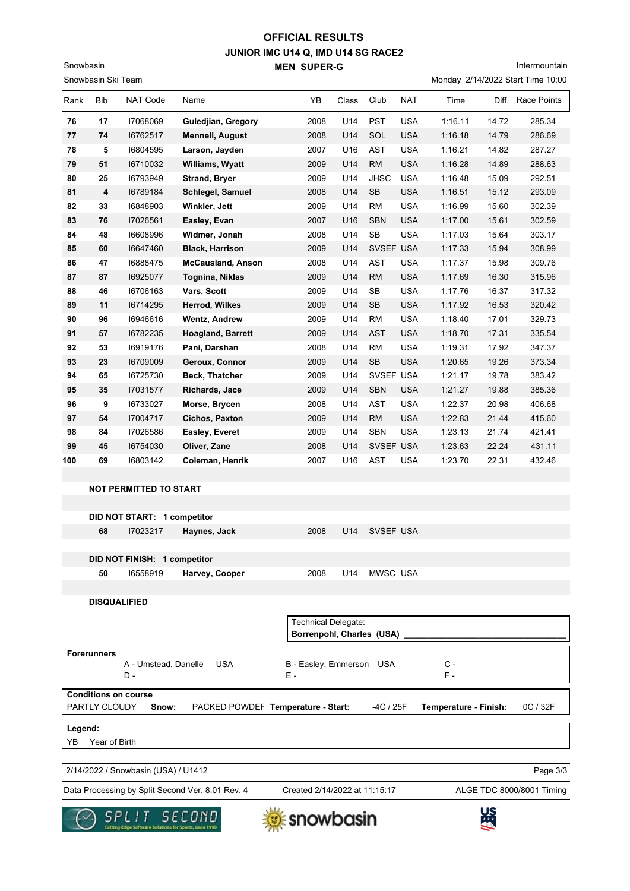# OFFICIAL RESULTS
## JUNIOR IMC U14 Q, IMD U14 SG RACE2
## MEN SUPER-G

Snowbasin
Snowbasin Ski Team

Intermountain
Monday 2/14/2022 Start Time 10:00

| Rank | Bib | NAT Code | Name | YB | Class | Club | NAT | Time | Diff. | Race Points |
|---|---|---|---|---|---|---|---|---|---|---|
| 76 | 17 | I7068069 | **Guledjian, Gregory** | 2008 | U14 | PST | USA | 1:16.11 | 14.72 | 285.34 |
| 77 | 74 | I6762517 | **Mennell, August** | 2008 | U14 | SOL | USA | 1:16.18 | 14.79 | 286.69 |
| 78 | 5 | I6804595 | **Larson, Jayden** | 2007 | U16 | AST | USA | 1:16.21 | 14.82 | 287.27 |
| 79 | 51 | I6710032 | **Williams, Wyatt** | 2009 | U14 | RM | USA | 1:16.28 | 14.89 | 288.63 |
| 80 | 25 | I6793949 | **Strand, Bryer** | 2009 | U14 | JHSC | USA | 1:16.48 | 15.09 | 292.51 |
| 81 | 4 | I6789184 | **Schlegel, Samuel** | 2008 | U14 | SB | USA | 1:16.51 | 15.12 | 293.09 |
| 82 | 33 | I6848903 | **Winkler, Jett** | 2009 | U14 | RM | USA | 1:16.99 | 15.60 | 302.39 |
| 83 | 76 | I7026561 | **Easley, Evan** | 2007 | U16 | SBN | USA | 1:17.00 | 15.61 | 302.59 |
| 84 | 48 | I6608996 | **Widmer, Jonah** | 2008 | U14 | SB | USA | 1:17.03 | 15.64 | 303.17 |
| 85 | 60 | I6647460 | **Black, Harrison** | 2009 | U14 | SVSEF | USA | 1:17.33 | 15.94 | 308.99 |
| 86 | 47 | I6888475 | **McCausland, Anson** | 2008 | U14 | AST | USA | 1:17.37 | 15.98 | 309.76 |
| 87 | 87 | I6925077 | **Tognina, Niklas** | 2009 | U14 | RM | USA | 1:17.69 | 16.30 | 315.96 |
| 88 | 46 | I6706163 | **Vars, Scott** | 2009 | U14 | SB | USA | 1:17.76 | 16.37 | 317.32 |
| 89 | 11 | I6714295 | **Herrod, Wilkes** | 2009 | U14 | SB | USA | 1:17.92 | 16.53 | 320.42 |
| 90 | 96 | I6946616 | **Wentz, Andrew** | 2009 | U14 | RM | USA | 1:18.40 | 17.01 | 329.73 |
| 91 | 57 | I6782235 | **Hoagland, Barrett** | 2009 | U14 | AST | USA | 1:18.70 | 17.31 | 335.54 |
| 92 | 53 | I6919176 | **Pani, Darshan** | 2008 | U14 | RM | USA | 1:19.31 | 17.92 | 347.37 |
| 93 | 23 | I6709009 | **Geroux, Connor** | 2009 | U14 | SB | USA | 1:20.65 | 19.26 | 373.34 |
| 94 | 65 | I6725730 | **Beck, Thatcher** | 2009 | U14 | SVSEF | USA | 1:21.17 | 19.78 | 383.42 |
| 95 | 35 | I7031577 | **Richards, Jace** | 2009 | U14 | SBN | USA | 1:21.27 | 19.88 | 385.36 |
| 96 | 9 | I6733027 | **Morse, Brycen** | 2008 | U14 | AST | USA | 1:22.37 | 20.98 | 406.68 |
| 97 | 54 | I7004717 | **Cichos, Paxton** | 2009 | U14 | RM | USA | 1:22.83 | 21.44 | 415.60 |
| 98 | 84 | I7026586 | **Easley, Everet** | 2009 | U14 | SBN | USA | 1:23.13 | 21.74 | 421.41 |
| 99 | 45 | I6754030 | **Oliver, Zane** | 2008 | U14 | SVSEF | USA | 1:23.63 | 22.24 | 431.11 |
| 100 | 69 | I6803142 | **Coleman, Henrik** | 2007 | U16 | AST | USA | 1:23.70 | 22.31 | 432.46 |

**NOT PERMITTED TO START**

**DID NOT START: 1 competitor**

| Bib | NAT Code | Name | YB | Class | Club | NAT |
|---|---|---|---|---|---|---|
| 68 | I7023217 | **Haynes, Jack** | 2008 | U14 | SVSEF | USA |

**DID NOT FINISH: 1 competitor**

| Bib | NAT Code | Name | YB | Class | Club | NAT |
|---|---|---|---|---|---|---|
| 50 | I6558919 | **Harvey, Cooper** | 2008 | U14 | MWSC | USA |

**DISQUALIFIED**

Technical Delegate:
**Borrenpohl, Charles (USA)**

**Forerunners**

A - Umstead, Danelle USA
B - Easley, Emmerson USA
C -
D -
E -
F -

**Conditions on course**

PARTLY CLOUDY **Snow:** PACKED POWDEF **Temperature - Start:** -4C / 25F **Temperature - Finish:** 0C / 32F

**Legend:**

YB Year of Birth

2/14/2022 / Snowbasin (USA) / U1412

Data Processing by Split Second Ver. 8.01 Rev. 4 — Created 2/14/2022 at 11:15:17 — ALGE TDC 8000/8001 Timing